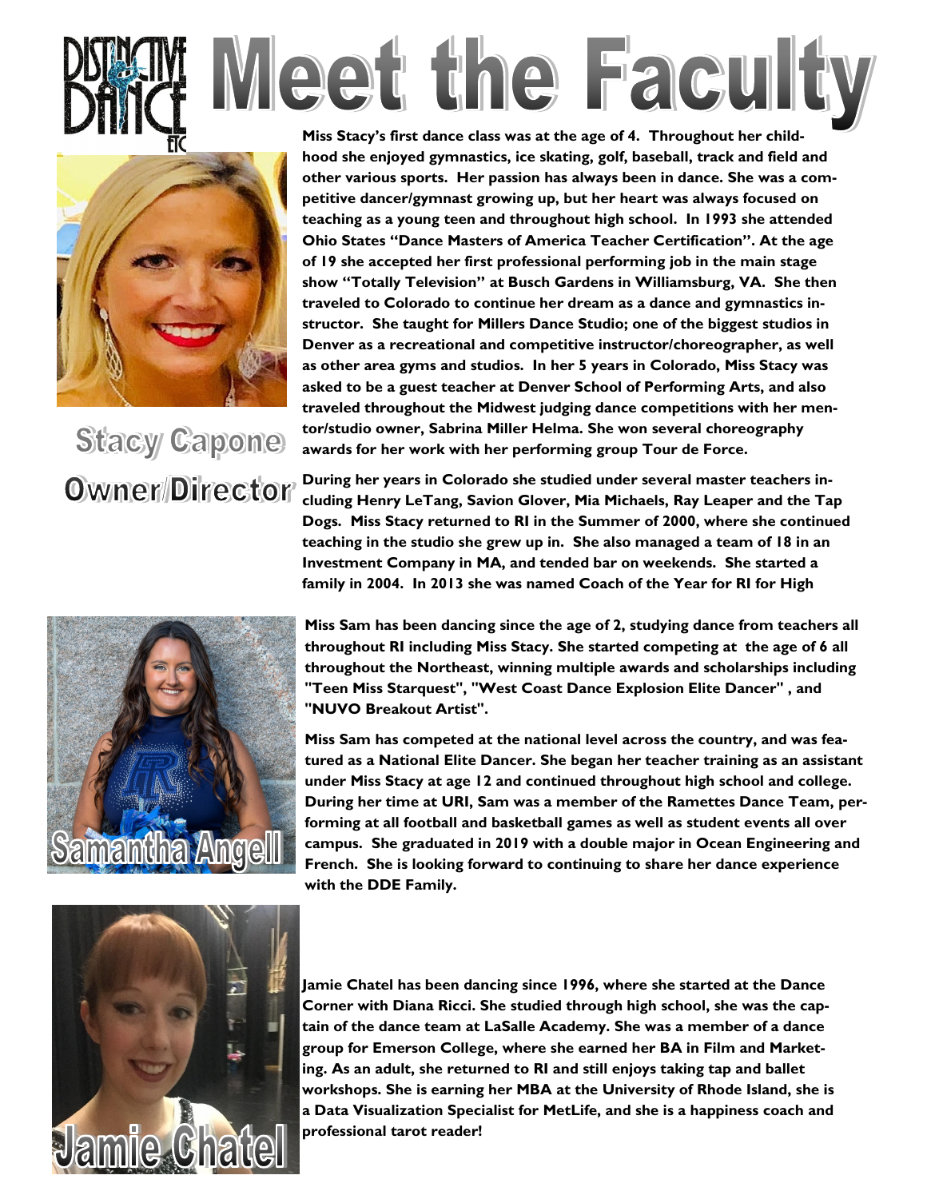# Meet the Faculty

## Stacy Capone
### Owner/Director

Miss Stacy's first dance class was at the age of 4. Throughout her childhood she enjoyed gymnastics, ice skating, golf, baseball, track and field and other various sports. Her passion has always been in dance. She was a competitive dancer/gymnast growing up, but her heart was always focused on teaching as a young teen and throughout high school. In 1993 she attended Ohio States "Dance Masters of America Teacher Certification". At the age of 19 she accepted her first professional performing job in the main stage show "Totally Television" at Busch Gardens in Williamsburg, VA. She then traveled to Colorado to continue her dream as a dance and gymnastics instructor. She taught for Millers Dance Studio; one of the biggest studios in Denver as a recreational and competitive instructor/choreographer, as well as other area gyms and studios. In her 5 years in Colorado, Miss Stacy was asked to be a guest teacher at Denver School of Performing Arts, and also traveled throughout the Midwest judging dance competitions with her mentor/studio owner, Sabrina Miller Helma. She won several choreography awards for her work with her performing group Tour de Force.

During her years in Colorado she studied under several master teachers including Henry LeTang, Savion Glover, Mia Michaels, Ray Leaper and the Tap Dogs. Miss Stacy returned to RI in the Summer of 2000, where she continued teaching in the studio she grew up in. She also managed a team of 18 in an Investment Company in MA, and tended bar on weekends. She started a family in 2004. In 2013 she was named Coach of the Year for RI for High

## Samantha Angell

Miss Sam has been dancing since the age of 2, studying dance from teachers all throughout RI including Miss Stacy. She started competing at the age of 6 all throughout the Northeast, winning multiple awards and scholarships including "Teen Miss Starquest", "West Coast Dance Explosion Elite Dancer" , and "NUVO Breakout Artist".

Miss Sam has competed at the national level across the country, and was featured as a National Elite Dancer. She began her teacher training as an assistant under Miss Stacy at age 12 and continued throughout high school and college. During her time at URI, Sam was a member of the Ramettes Dance Team, performing at all football and basketball games as well as student events all over campus. She graduated in 2019 with a double major in Ocean Engineering and French. She is looking forward to continuing to share her dance experience with the DDE Family.

## Jamie Chatel

Jamie Chatel has been dancing since 1996, where she started at the Dance Corner with Diana Ricci. She studied through high school, she was the captain of the dance team at LaSalle Academy. She was a member of a dance group for Emerson College, where she earned her BA in Film and Marketing. As an adult, she returned to RI and still enjoys taking tap and ballet workshops. She is earning her MBA at the University of Rhode Island, she is a Data Visualization Specialist for MetLife, and she is a happiness coach and professional tarot reader!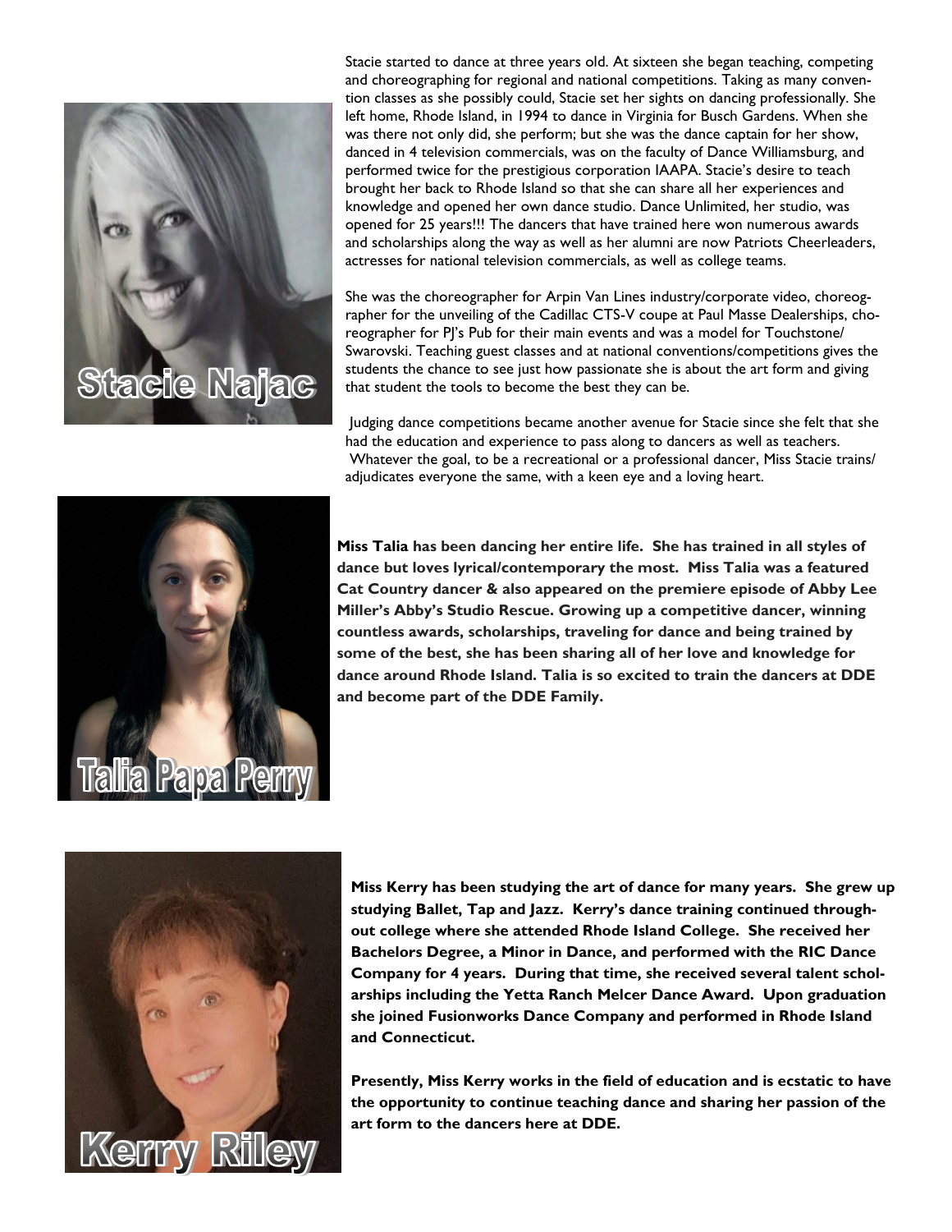## Stacie Najac

Stacie started to dance at three years old. At sixteen she began teaching, competing and choreographing for regional and national competitions. Taking as many convention classes as she possibly could, Stacie set her sights on dancing professionally. She left home, Rhode Island, in 1994 to dance in Virginia for Busch Gardens. When she was there not only did, she perform; but she was the dance captain for her show, danced in 4 television commercials, was on the faculty of Dance Williamsburg, and performed twice for the prestigious corporation IAAPA. Stacie's desire to teach brought her back to Rhode Island so that she can share all her experiences and knowledge and opened her own dance studio. Dance Unlimited, her studio, was opened for 25 years!!! The dancers that have trained here won numerous awards and scholarships along the way as well as her alumni are now Patriots Cheerleaders, actresses for national television commercials, as well as college teams.

She was the choreographer for Arpin Van Lines industry/corporate video, choreographer for the unveiling of the Cadillac CTS-V coupe at Paul Masse Dealerships, choreographer for PJ's Pub for their main events and was a model for Touchstone/ Swarovski. Teaching guest classes and at national conventions/competitions gives the students the chance to see just how passionate she is about the art form and giving that student the tools to become the best they can be.

Judging dance competitions became another avenue for Stacie since she felt that she had the education and experience to pass along to dancers as well as teachers. Whatever the goal, to be a recreational or a professional dancer, Miss Stacie trains/ adjudicates everyone the same, with a keen eye and a loving heart.

## Talia Papa Perry

**Miss Talia has been dancing her entire life. She has trained in all styles of dance but loves lyrical/contemporary the most. Miss Talia was a featured Cat Country dancer & also appeared on the premiere episode of Abby Lee Miller's Abby's Studio Rescue. Growing up a competitive dancer, winning countless awards, scholarships, traveling for dance and being trained by some of the best, she has been sharing all of her love and knowledge for dance around Rhode Island. Talia is so excited to train the dancers at DDE and become part of the DDE Family.**

## Kerry Riley

**Miss Kerry has been studying the art of dance for many years. She grew up studying Ballet, Tap and Jazz. Kerry's dance training continued throughout college where she attended Rhode Island College. She received her Bachelors Degree, a Minor in Dance, and performed with the RIC Dance Company for 4 years. During that time, she received several talent scholarships including the Yetta Ranch Melcer Dance Award. Upon graduation she joined Fusionworks Dance Company and performed in Rhode Island and Connecticut.**

**Presently, Miss Kerry works in the field of education and is ecstatic to have the opportunity to continue teaching dance and sharing her passion of the art form to the dancers here at DDE.**